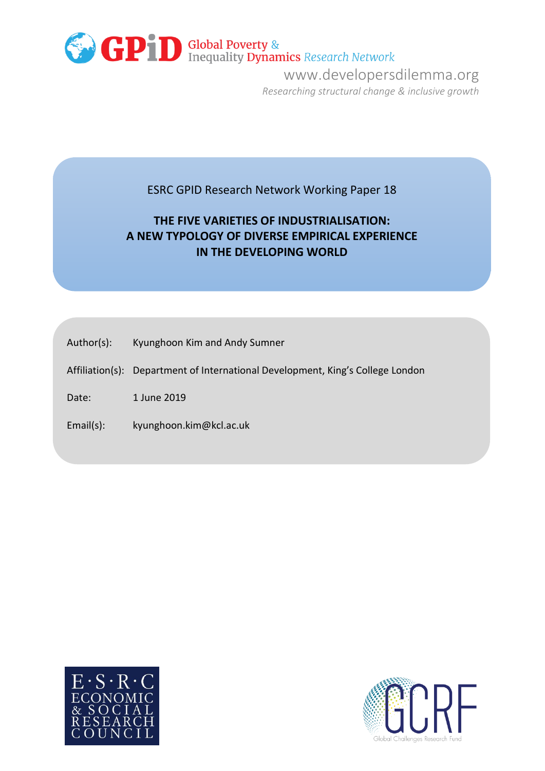GPiD Global Poverty & Inequality Dynamics Research Network

www.developersdilemma.org

*Researching structural change & inclusive growth*

ESRC GPID Research Network Working Paper 18

# THE FIVE VARIETIES OF INDUSTRIALISATION: A NEW TYPOLOGY OF DIVERSE EMPIRICAL EXPERIENCE IN THE DEVELOPING WORLD

| | |
|---|---|
| Author(s): | Kyunghoon Kim and Andy Sumner |
| Affiliation(s): | Department of International Development, King's College London |
| Date: | 1 June 2019 |
| Email(s): | kyunghoon.kim@kcl.ac.uk |

E·S·R·C ECONOMIC & SOCIAL RESEARCH COUNCIL

GCRF Global Challenges Research Fund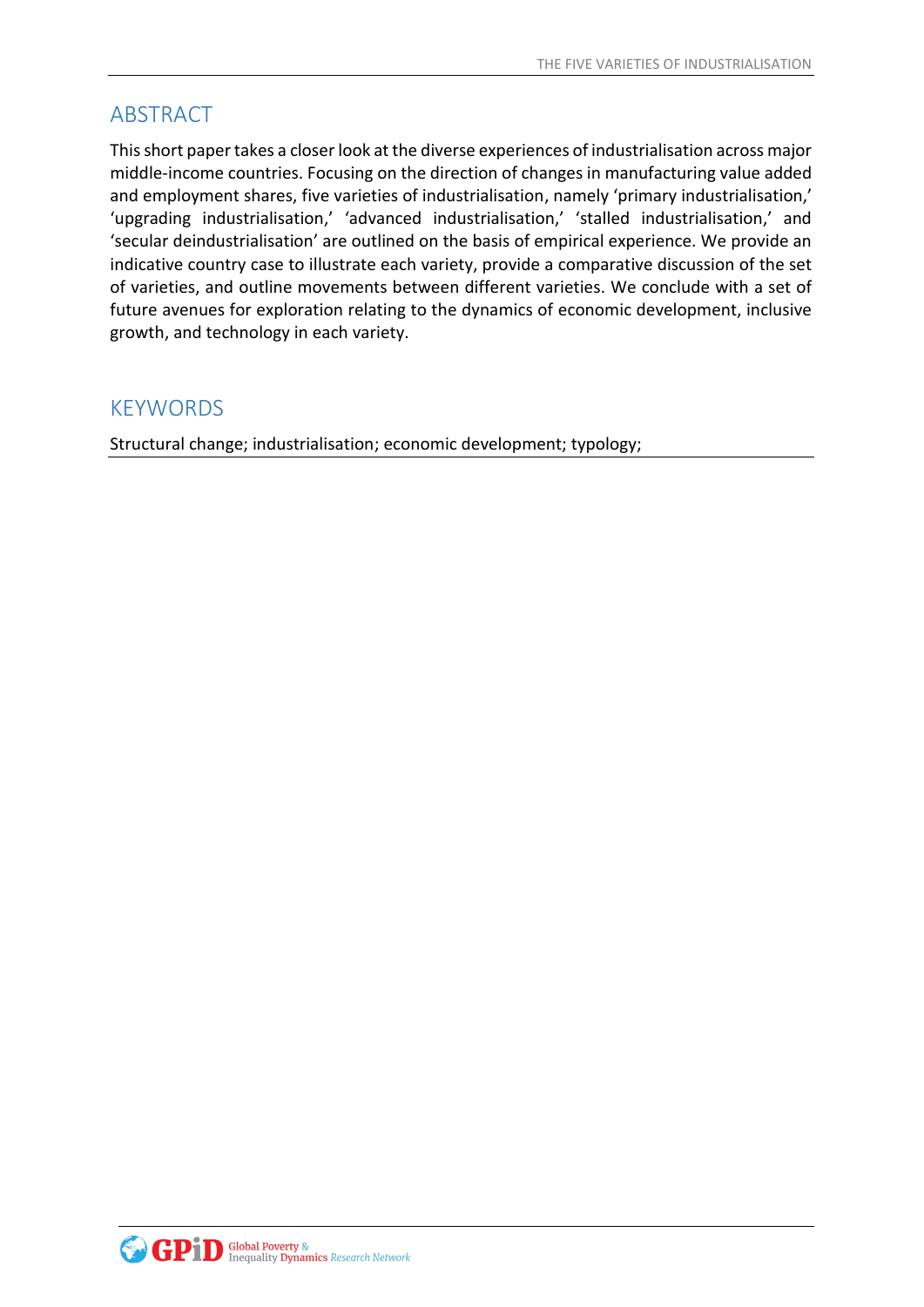## ABSTRACT

This short paper takes a closer look at the diverse experiences of industrialisation across major middle-income countries. Focusing on the direction of changes in manufacturing value added and employment shares, five varieties of industrialisation, namely 'primary industrialisation,' 'upgrading industrialisation,' 'advanced industrialisation,' 'stalled industrialisation,' and 'secular deindustrialisation' are outlined on the basis of empirical experience. We provide an indicative country case to illustrate each variety, provide a comparative discussion of the set of varieties, and outline movements between different varieties. We conclude with a set of future avenues for exploration relating to the dynamics of economic development, inclusive growth, and technology in each variety.

## KEYWORDS

Structural change; industrialisation; economic development; typology;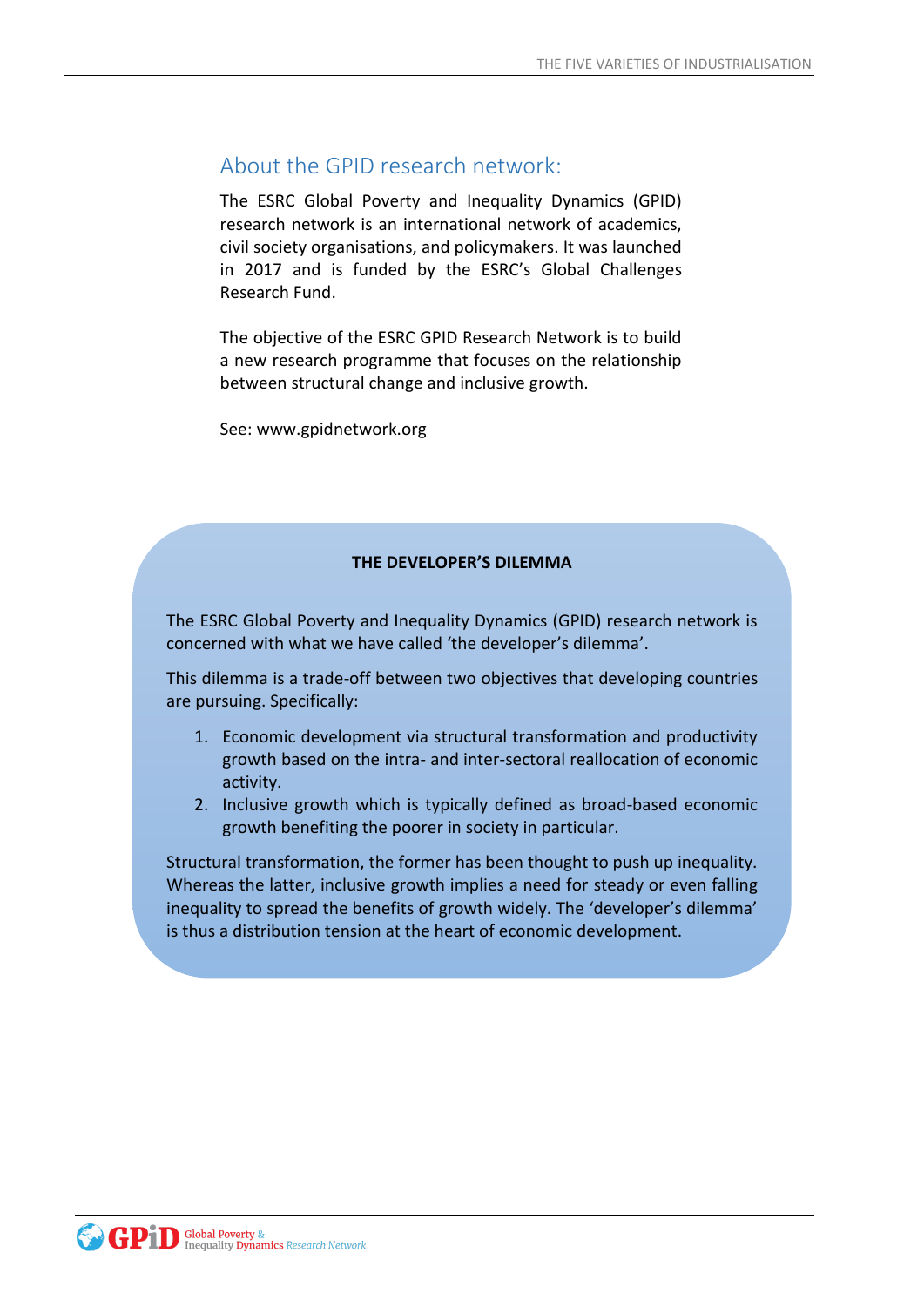## About the GPID research network:

The ESRC Global Poverty and Inequality Dynamics (GPID) research network is an international network of academics, civil society organisations, and policymakers. It was launched in 2017 and is funded by the ESRC's Global Challenges Research Fund.

The objective of the ESRC GPID Research Network is to build a new research programme that focuses on the relationship between structural change and inclusive growth.

See: www.gpidnetwork.org

**THE DEVELOPER'S DILEMMA**

The ESRC Global Poverty and Inequality Dynamics (GPID) research network is concerned with what we have called 'the developer's dilemma'.

This dilemma is a trade-off between two objectives that developing countries are pursuing. Specifically:

1. Economic development via structural transformation and productivity growth based on the intra- and inter-sectoral reallocation of economic activity.
2. Inclusive growth which is typically defined as broad-based economic growth benefiting the poorer in society in particular.

Structural transformation, the former has been thought to push up inequality. Whereas the latter, inclusive growth implies a need for steady or even falling inequality to spread the benefits of growth widely. The 'developer's dilemma' is thus a distribution tension at the heart of economic development.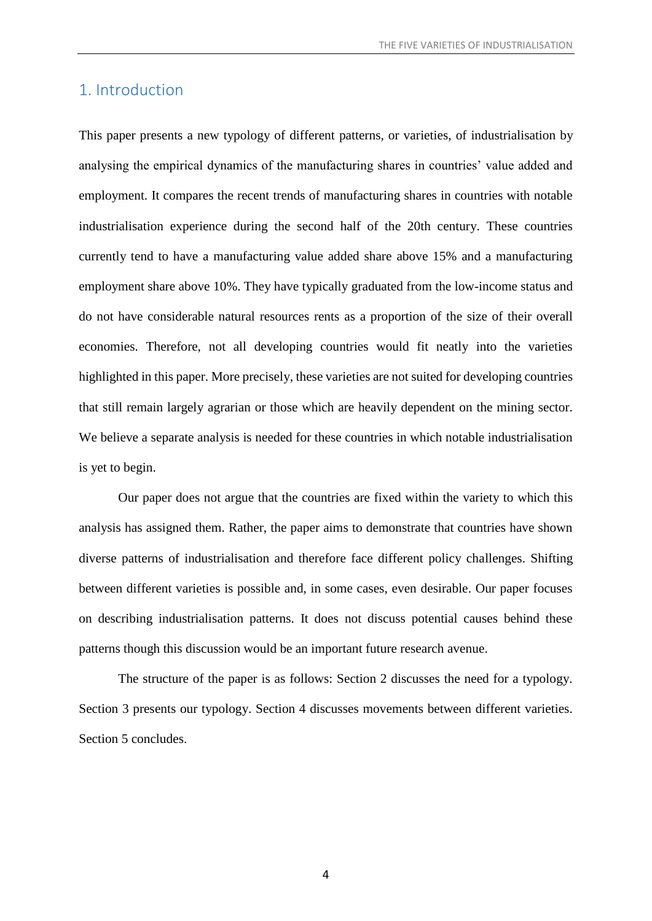## 1. Introduction

This paper presents a new typology of different patterns, or varieties, of industrialisation by analysing the empirical dynamics of the manufacturing shares in countries' value added and employment. It compares the recent trends of manufacturing shares in countries with notable industrialisation experience during the second half of the 20th century. These countries currently tend to have a manufacturing value added share above 15% and a manufacturing employment share above 10%. They have typically graduated from the low-income status and do not have considerable natural resources rents as a proportion of the size of their overall economies. Therefore, not all developing countries would fit neatly into the varieties highlighted in this paper. More precisely, these varieties are not suited for developing countries that still remain largely agrarian or those which are heavily dependent on the mining sector. We believe a separate analysis is needed for these countries in which notable industrialisation is yet to begin.

Our paper does not argue that the countries are fixed within the variety to which this analysis has assigned them. Rather, the paper aims to demonstrate that countries have shown diverse patterns of industrialisation and therefore face different policy challenges. Shifting between different varieties is possible and, in some cases, even desirable. Our paper focuses on describing industrialisation patterns. It does not discuss potential causes behind these patterns though this discussion would be an important future research avenue.

The structure of the paper is as follows: Section 2 discusses the need for a typology. Section 3 presents our typology. Section 4 discusses movements between different varieties. Section 5 concludes.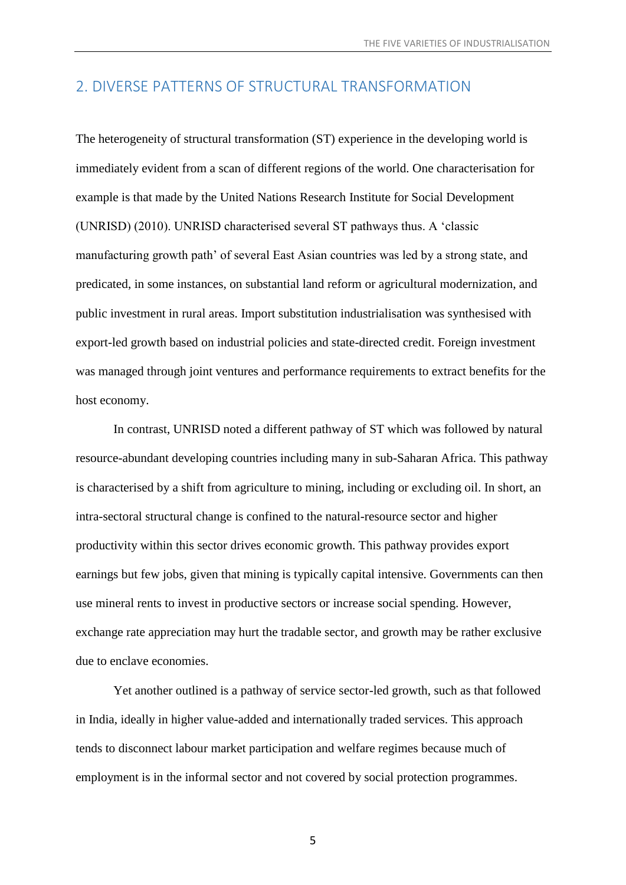## 2. DIVERSE PATTERNS OF STRUCTURAL TRANSFORMATION

The heterogeneity of structural transformation (ST) experience in the developing world is immediately evident from a scan of different regions of the world. One characterisation for example is that made by the United Nations Research Institute for Social Development (UNRISD) (2010). UNRISD characterised several ST pathways thus. A 'classic manufacturing growth path' of several East Asian countries was led by a strong state, and predicated, in some instances, on substantial land reform or agricultural modernization, and public investment in rural areas. Import substitution industrialisation was synthesised with export-led growth based on industrial policies and state-directed credit. Foreign investment was managed through joint ventures and performance requirements to extract benefits for the host economy.

In contrast, UNRISD noted a different pathway of ST which was followed by natural resource-abundant developing countries including many in sub-Saharan Africa. This pathway is characterised by a shift from agriculture to mining, including or excluding oil. In short, an intra-sectoral structural change is confined to the natural-resource sector and higher productivity within this sector drives economic growth. This pathway provides export earnings but few jobs, given that mining is typically capital intensive. Governments can then use mineral rents to invest in productive sectors or increase social spending. However, exchange rate appreciation may hurt the tradable sector, and growth may be rather exclusive due to enclave economies.

Yet another outlined is a pathway of service sector-led growth, such as that followed in India, ideally in higher value-added and internationally traded services. This approach tends to disconnect labour market participation and welfare regimes because much of employment is in the informal sector and not covered by social protection programmes.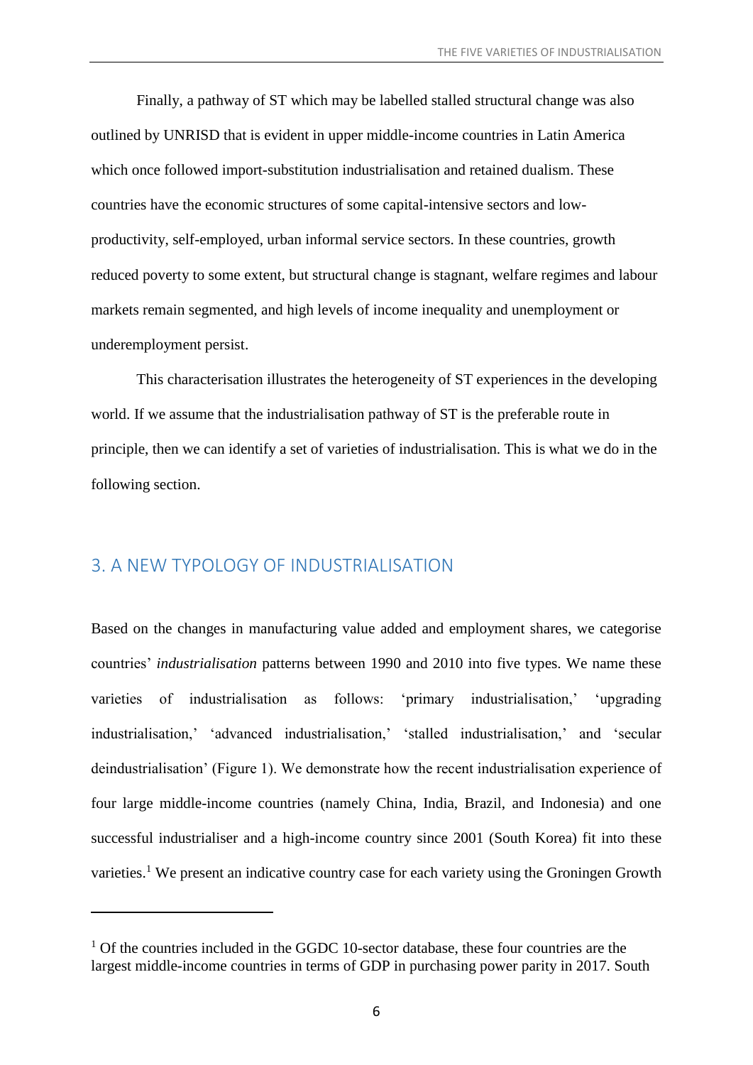Finally, a pathway of ST which may be labelled stalled structural change was also outlined by UNRISD that is evident in upper middle-income countries in Latin America which once followed import-substitution industrialisation and retained dualism. These countries have the economic structures of some capital-intensive sectors and low-productivity, self-employed, urban informal service sectors. In these countries, growth reduced poverty to some extent, but structural change is stagnant, welfare regimes and labour markets remain segmented, and high levels of income inequality and unemployment or underemployment persist.

This characterisation illustrates the heterogeneity of ST experiences in the developing world. If we assume that the industrialisation pathway of ST is the preferable route in principle, then we can identify a set of varieties of industrialisation. This is what we do in the following section.

## 3. A NEW TYPOLOGY OF INDUSTRIALISATION

Based on the changes in manufacturing value added and employment shares, we categorise countries' *industrialisation* patterns between 1990 and 2010 into five types. We name these varieties of industrialisation as follows: 'primary industrialisation,' 'upgrading industrialisation,' 'advanced industrialisation,' 'stalled industrialisation,' and 'secular deindustrialisation' (Figure 1). We demonstrate how the recent industrialisation experience of four large middle-income countries (namely China, India, Brazil, and Indonesia) and one successful industrialiser and a high-income country since 2001 (South Korea) fit into these varieties.[1] We present an indicative country case for each variety using the Groningen Growth

---

[1] Of the countries included in the GGDC 10-sector database, these four countries are the largest middle-income countries in terms of GDP in purchasing power parity in 2017. South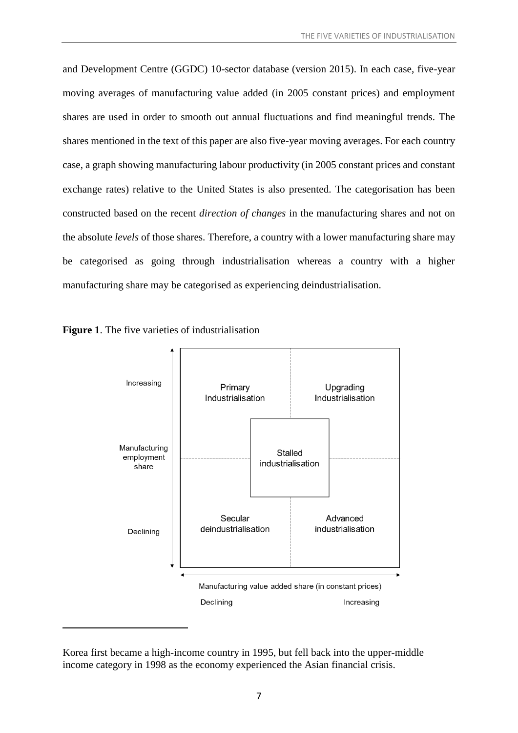and Development Centre (GGDC) 10-sector database (version 2015). In each case, five-year moving averages of manufacturing value added (in 2005 constant prices) and employment shares are used in order to smooth out annual fluctuations and find meaningful trends. The shares mentioned in the text of this paper are also five-year moving averages. For each country case, a graph showing manufacturing labour productivity (in 2005 constant prices and constant exchange rates) relative to the United States is also presented. The categorisation has been constructed based on the recent *direction of changes* in the manufacturing shares and not on the absolute *levels* of those shares. Therefore, a country with a lower manufacturing share may be categorised as going through industrialisation whereas a country with a higher manufacturing share may be categorised as experiencing deindustrialisation.

**Figure 1**. The five varieties of industrialisation

Increasing

Manufacturing employment share

Declining

Primary Industrialisation

Upgrading Industrialisation

Stalled industrialisation

Secular deindustrialisation

Advanced industrialisation

Manufacturing value added share (in constant prices)

Declining

Increasing

---

Korea first became a high-income country in 1995, but fell back into the upper-middle income category in 1998 as the economy experienced the Asian financial crisis.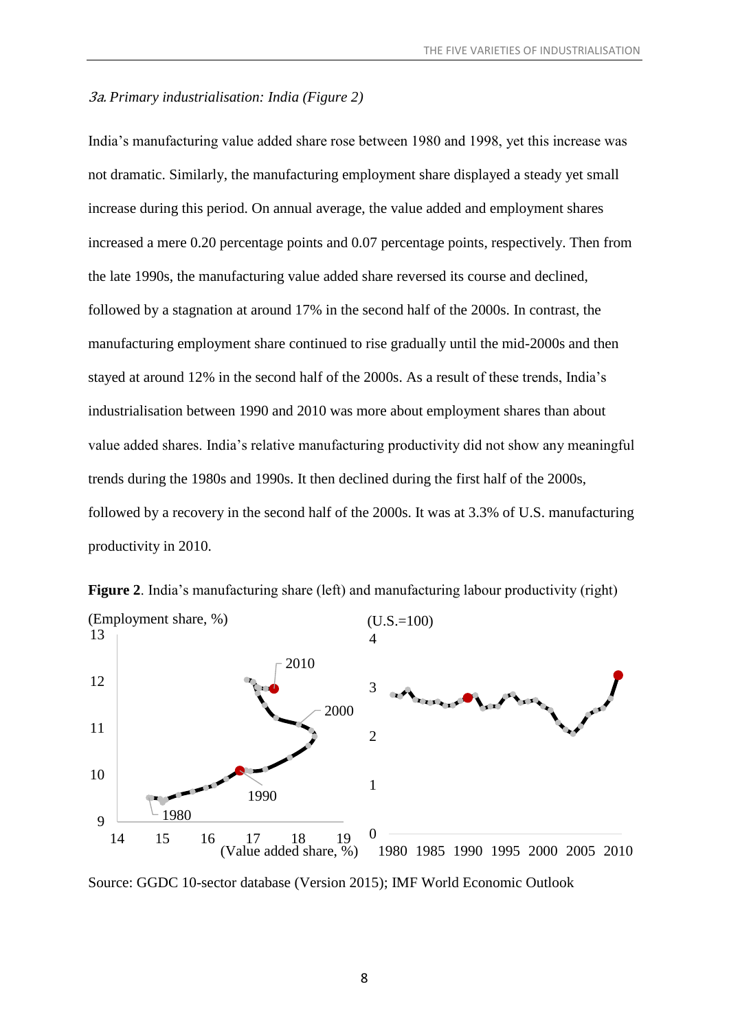### 3a. Primary industrialisation: India (Figure 2)

India's manufacturing value added share rose between 1980 and 1998, yet this increase was not dramatic. Similarly, the manufacturing employment share displayed a steady yet small increase during this period. On annual average, the value added and employment shares increased a mere 0.20 percentage points and 0.07 percentage points, respectively. Then from the late 1990s, the manufacturing value added share reversed its course and declined, followed by a stagnation at around 17% in the second half of the 2000s. In contrast, the manufacturing employment share continued to rise gradually until the mid-2000s and then stayed at around 12% in the second half of the 2000s. As a result of these trends, India's industrialisation between 1990 and 2010 was more about employment shares than about value added shares. India's relative manufacturing productivity did not show any meaningful trends during the 1980s and 1990s. It then declined during the first half of the 2000s, followed by a recovery in the second half of the 2000s. It was at 3.3% of U.S. manufacturing productivity in 2010.

**Figure 2**. India's manufacturing share (left) and manufacturing labour productivity (right)

Source: GGDC 10-sector database (Version 2015); IMF World Economic Outlook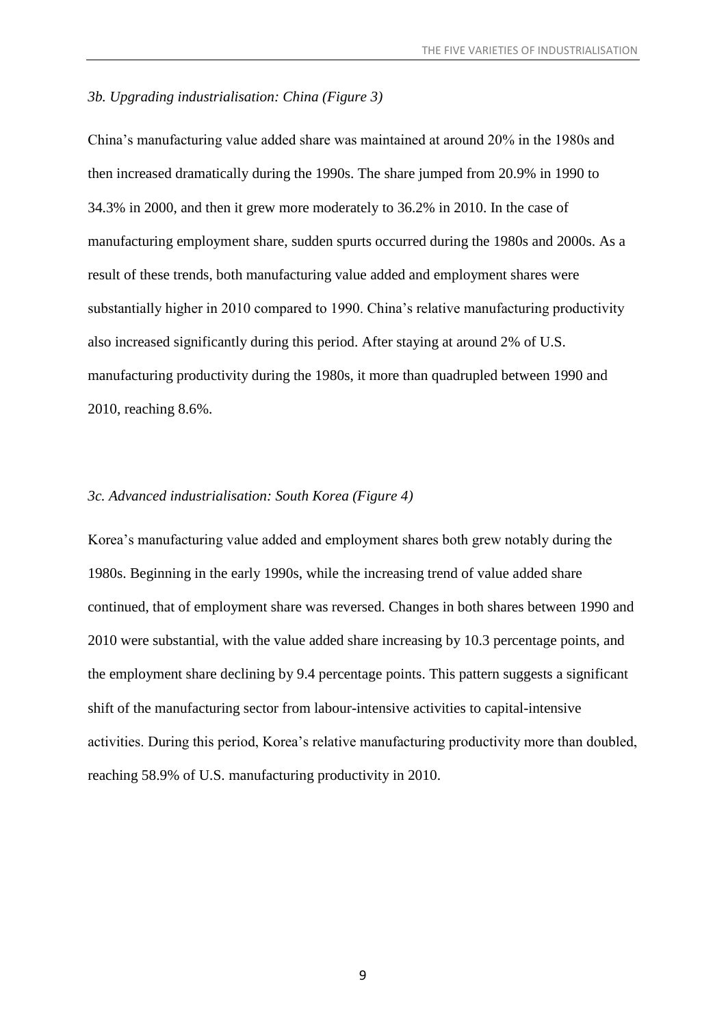*3b. Upgrading industrialisation: China (Figure 3)*

China's manufacturing value added share was maintained at around 20% in the 1980s and then increased dramatically during the 1990s. The share jumped from 20.9% in 1990 to 34.3% in 2000, and then it grew more moderately to 36.2% in 2010. In the case of manufacturing employment share, sudden spurts occurred during the 1980s and 2000s. As a result of these trends, both manufacturing value added and employment shares were substantially higher in 2010 compared to 1990. China's relative manufacturing productivity also increased significantly during this period. After staying at around 2% of U.S. manufacturing productivity during the 1980s, it more than quadrupled between 1990 and 2010, reaching 8.6%.

*3c. Advanced industrialisation: South Korea (Figure 4)*

Korea's manufacturing value added and employment shares both grew notably during the 1980s. Beginning in the early 1990s, while the increasing trend of value added share continued, that of employment share was reversed. Changes in both shares between 1990 and 2010 were substantial, with the value added share increasing by 10.3 percentage points, and the employment share declining by 9.4 percentage points. This pattern suggests a significant shift of the manufacturing sector from labour-intensive activities to capital-intensive activities. During this period, Korea's relative manufacturing productivity more than doubled, reaching 58.9% of U.S. manufacturing productivity in 2010.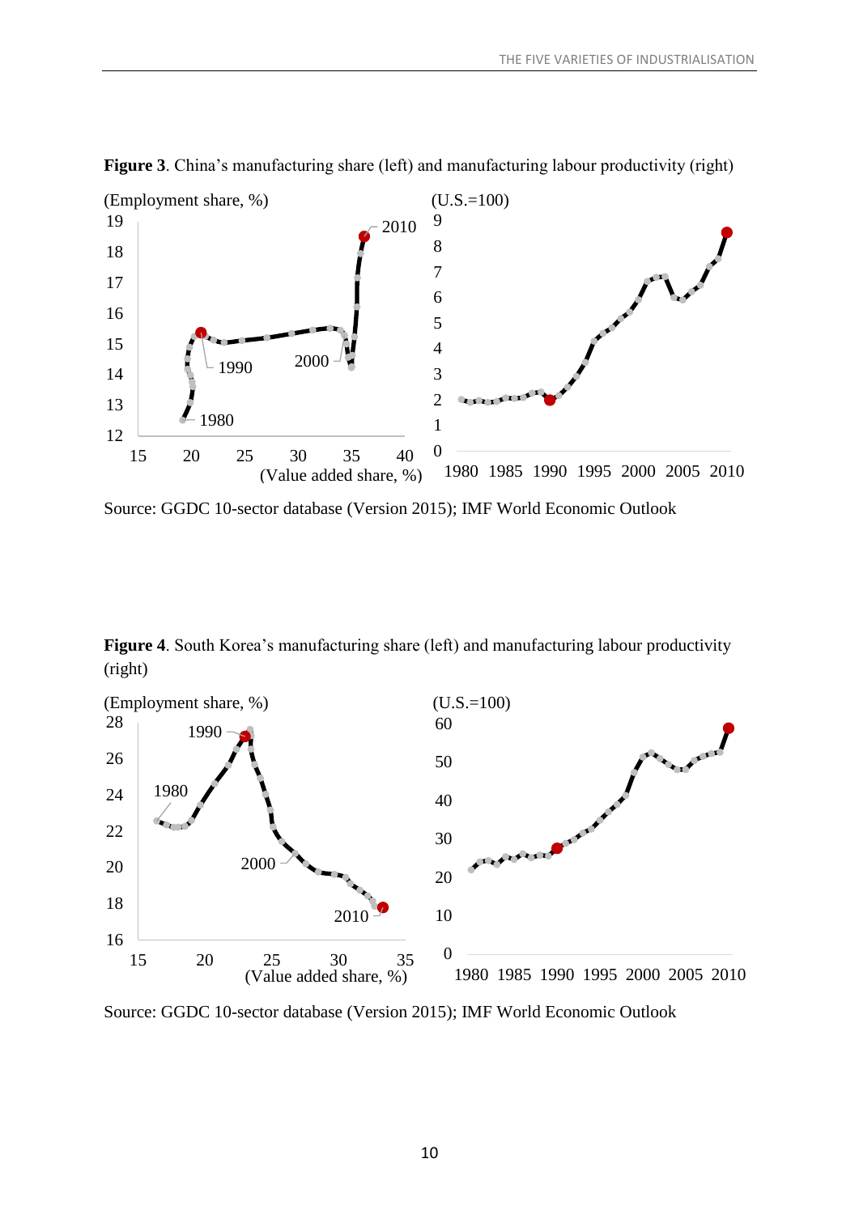**Figure 3**. China's manufacturing share (left) and manufacturing labour productivity (right)

Source: GGDC 10-sector database (Version 2015); IMF World Economic Outlook

**Figure 4**. South Korea's manufacturing share (left) and manufacturing labour productivity (right)

Source: GGDC 10-sector database (Version 2015); IMF World Economic Outlook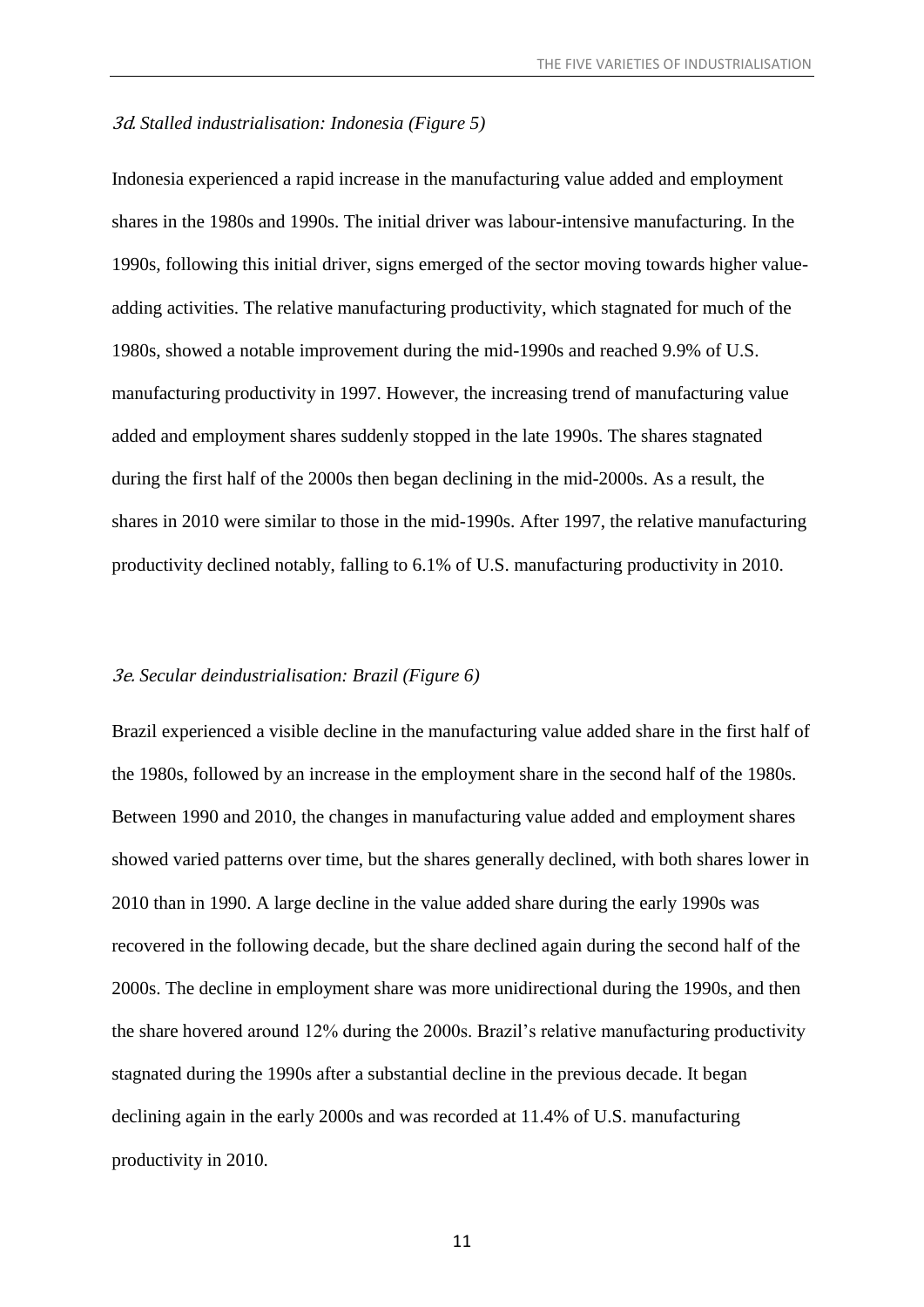### *3d. Stalled industrialisation: Indonesia (Figure 5)*

Indonesia experienced a rapid increase in the manufacturing value added and employment shares in the 1980s and 1990s. The initial driver was labour-intensive manufacturing. In the 1990s, following this initial driver, signs emerged of the sector moving towards higher value-adding activities. The relative manufacturing productivity, which stagnated for much of the 1980s, showed a notable improvement during the mid-1990s and reached 9.9% of U.S. manufacturing productivity in 1997. However, the increasing trend of manufacturing value added and employment shares suddenly stopped in the late 1990s. The shares stagnated during the first half of the 2000s then began declining in the mid-2000s. As a result, the shares in 2010 were similar to those in the mid-1990s. After 1997, the relative manufacturing productivity declined notably, falling to 6.1% of U.S. manufacturing productivity in 2010.

### *3e. Secular deindustrialisation: Brazil (Figure 6)*

Brazil experienced a visible decline in the manufacturing value added share in the first half of the 1980s, followed by an increase in the employment share in the second half of the 1980s. Between 1990 and 2010, the changes in manufacturing value added and employment shares showed varied patterns over time, but the shares generally declined, with both shares lower in 2010 than in 1990. A large decline in the value added share during the early 1990s was recovered in the following decade, but the share declined again during the second half of the 2000s. The decline in employment share was more unidirectional during the 1990s, and then the share hovered around 12% during the 2000s. Brazil's relative manufacturing productivity stagnated during the 1990s after a substantial decline in the previous decade. It began declining again in the early 2000s and was recorded at 11.4% of U.S. manufacturing productivity in 2010.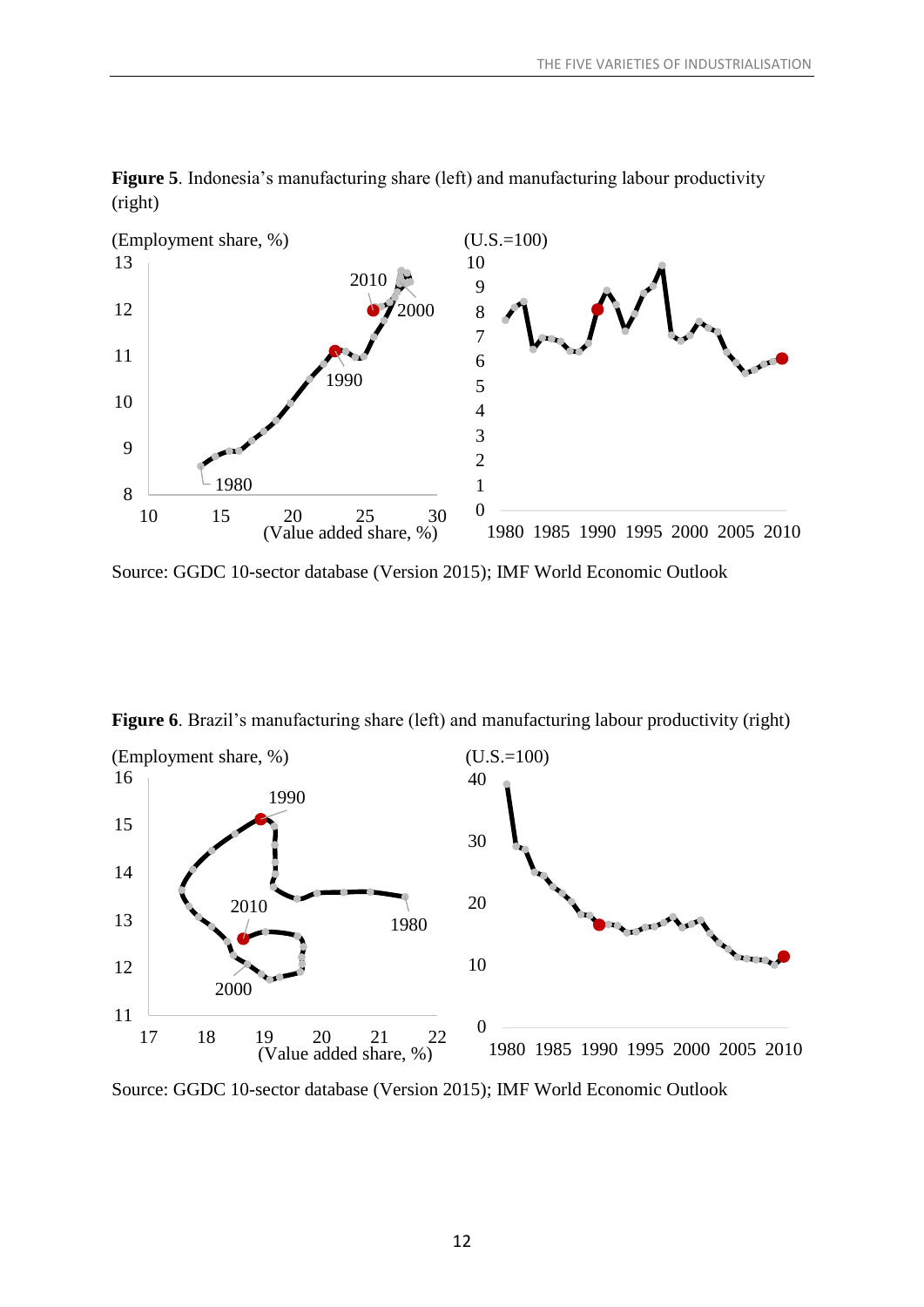**Figure 5**. Indonesia's manufacturing share (left) and manufacturing labour productivity (right)

Source: GGDC 10-sector database (Version 2015); IMF World Economic Outlook

**Figure 6**. Brazil's manufacturing share (left) and manufacturing labour productivity (right)

Source: GGDC 10-sector database (Version 2015); IMF World Economic Outlook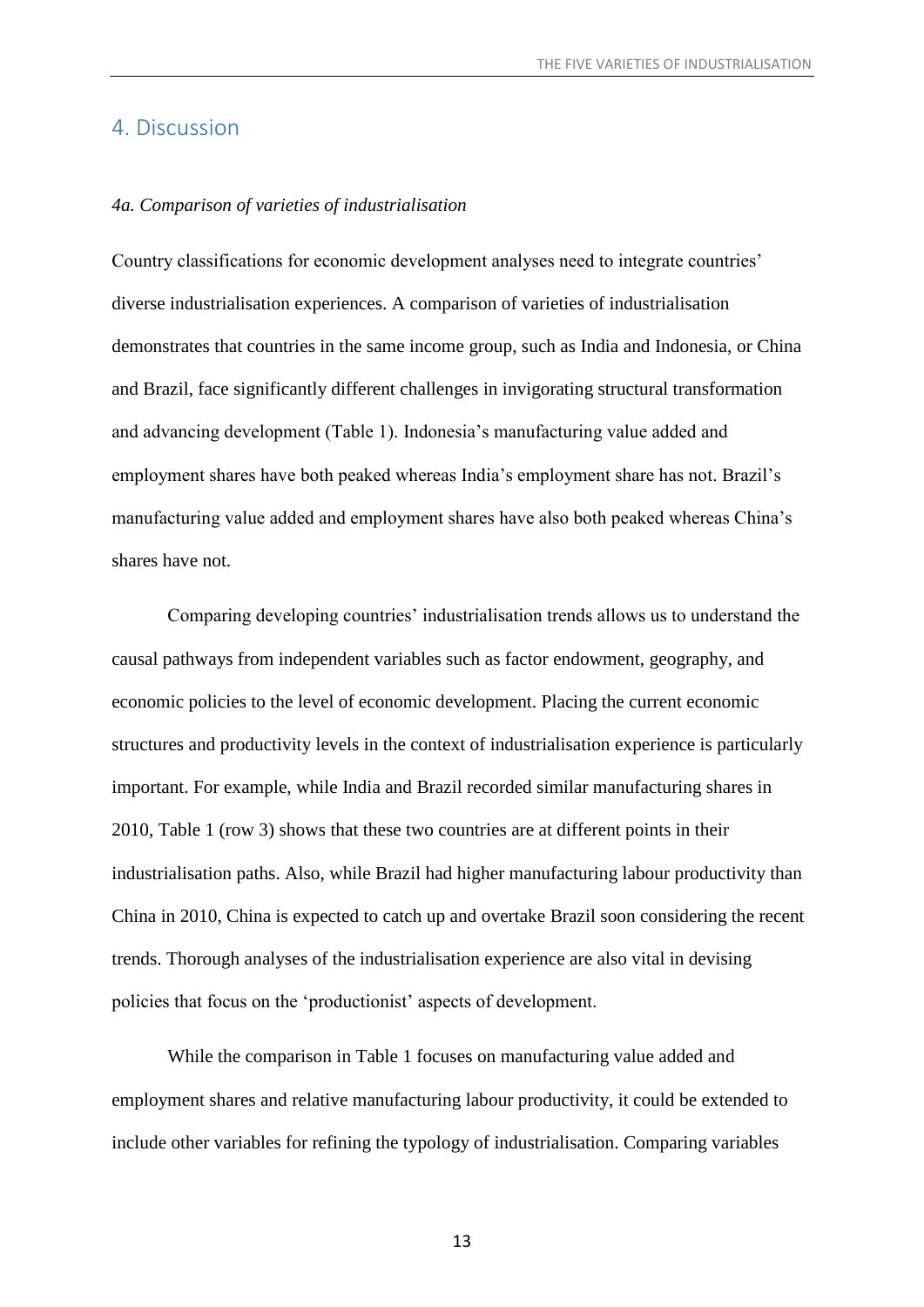# 4. Discussion

### *4a. Comparison of varieties of industrialisation*

Country classifications for economic development analyses need to integrate countries' diverse industrialisation experiences. A comparison of varieties of industrialisation demonstrates that countries in the same income group, such as India and Indonesia, or China and Brazil, face significantly different challenges in invigorating structural transformation and advancing development (Table 1). Indonesia's manufacturing value added and employment shares have both peaked whereas India's employment share has not. Brazil's manufacturing value added and employment shares have also both peaked whereas China's shares have not.

Comparing developing countries' industrialisation trends allows us to understand the causal pathways from independent variables such as factor endowment, geography, and economic policies to the level of economic development. Placing the current economic structures and productivity levels in the context of industrialisation experience is particularly important. For example, while India and Brazil recorded similar manufacturing shares in 2010, Table 1 (row 3) shows that these two countries are at different points in their industrialisation paths. Also, while Brazil had higher manufacturing labour productivity than China in 2010, China is expected to catch up and overtake Brazil soon considering the recent trends. Thorough analyses of the industrialisation experience are also vital in devising policies that focus on the 'productionist' aspects of development.

While the comparison in Table 1 focuses on manufacturing value added and employment shares and relative manufacturing labour productivity, it could be extended to include other variables for refining the typology of industrialisation. Comparing variables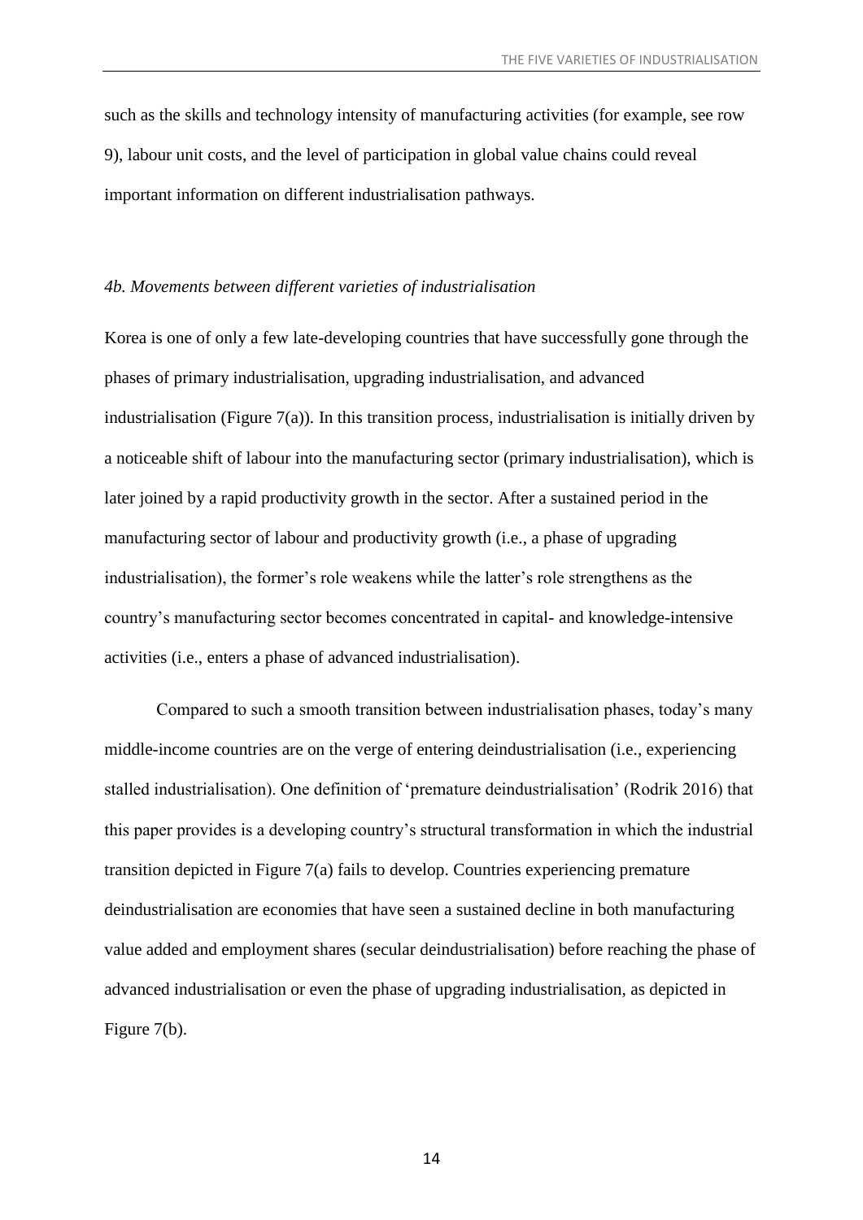such as the skills and technology intensity of manufacturing activities (for example, see row 9), labour unit costs, and the level of participation in global value chains could reveal important information on different industrialisation pathways.

### *4b. Movements between different varieties of industrialisation*

Korea is one of only a few late-developing countries that have successfully gone through the phases of primary industrialisation, upgrading industrialisation, and advanced industrialisation (Figure 7(a)). In this transition process, industrialisation is initially driven by a noticeable shift of labour into the manufacturing sector (primary industrialisation), which is later joined by a rapid productivity growth in the sector. After a sustained period in the manufacturing sector of labour and productivity growth (i.e., a phase of upgrading industrialisation), the former's role weakens while the latter's role strengthens as the country's manufacturing sector becomes concentrated in capital- and knowledge-intensive activities (i.e., enters a phase of advanced industrialisation).

Compared to such a smooth transition between industrialisation phases, today's many middle-income countries are on the verge of entering deindustrialisation (i.e., experiencing stalled industrialisation). One definition of 'premature deindustrialisation' (Rodrik 2016) that this paper provides is a developing country's structural transformation in which the industrial transition depicted in Figure 7(a) fails to develop. Countries experiencing premature deindustrialisation are economies that have seen a sustained decline in both manufacturing value added and employment shares (secular deindustrialisation) before reaching the phase of advanced industrialisation or even the phase of upgrading industrialisation, as depicted in Figure 7(b).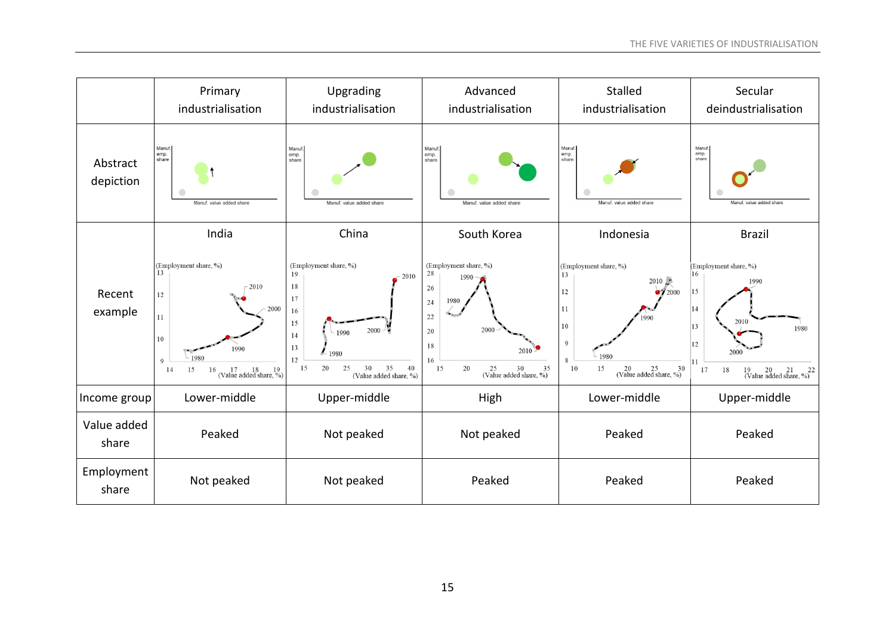| | Primary industrialisation | Upgrading industrialisation | Advanced industrialisation | Stalled industrialisation | Secular deindustrialisation |
|---|---|---|---|---|---|
| Abstract depiction | | | | | |
| Recent example | India | China | South Korea | Indonesia | Brazil |
| Income group | Lower-middle | Upper-middle | High | Lower-middle | Upper-middle |
| Value added share | Peaked | Not peaked | Not peaked | Peaked | Peaked |
| Employment share | Not peaked | Not peaked | Peaked | Peaked | Peaked |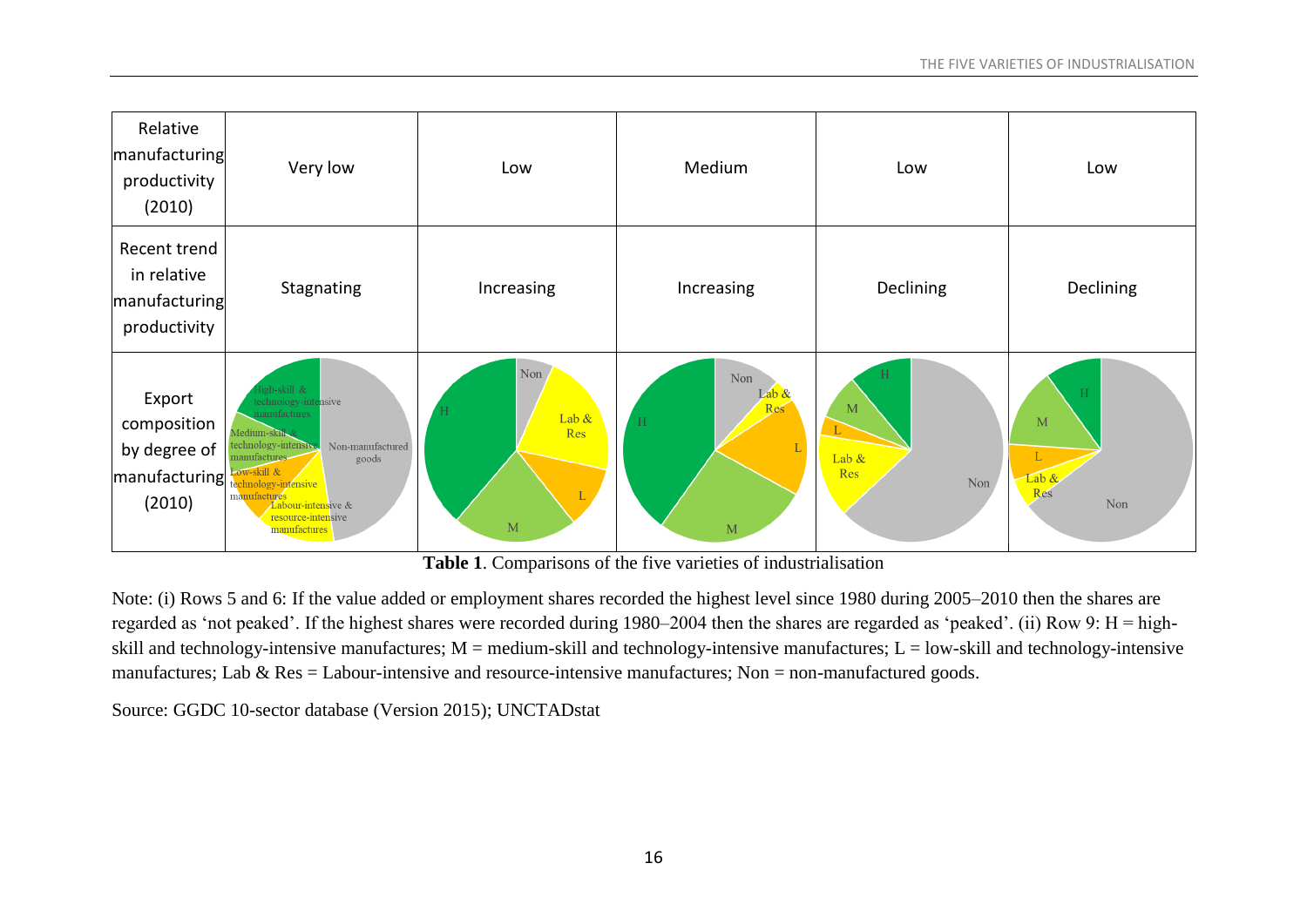| Relative manufacturing productivity (2010) | Very low | Low | Medium | Low | Low |
|---|---|---|---|---|---|
| Recent trend in relative manufacturing productivity | Stagnating | Increasing | Increasing | Declining | Declining |
| Export composition by degree of manufacturing (2010) | High-skill & technology-intensive manufactures; Medium-skill & technology-intensive manufactures; Low-skill & technology-intensive manufactures; Labour-intensive & resource-intensive manufactures; Non-manufactured goods | Non; Lab & Res; L; M; H | Non; Lab & Res; L; M; H | H; M; L; Lab & Res; Non | H; M; L; Lab & Res; Non |

**Table 1**. Comparisons of the five varieties of industrialisation

Note: (i) Rows 5 and 6: If the value added or employment shares recorded the highest level since 1980 during 2005–2010 then the shares are regarded as 'not peaked'. If the highest shares were recorded during 1980–2004 then the shares are regarded as 'peaked'. (ii) Row 9: H = high-skill and technology-intensive manufactures; M = medium-skill and technology-intensive manufactures; L = low-skill and technology-intensive manufactures; Lab & Res = Labour-intensive and resource-intensive manufactures; Non = non-manufactured goods.

Source: GGDC 10-sector database (Version 2015); UNCTADstat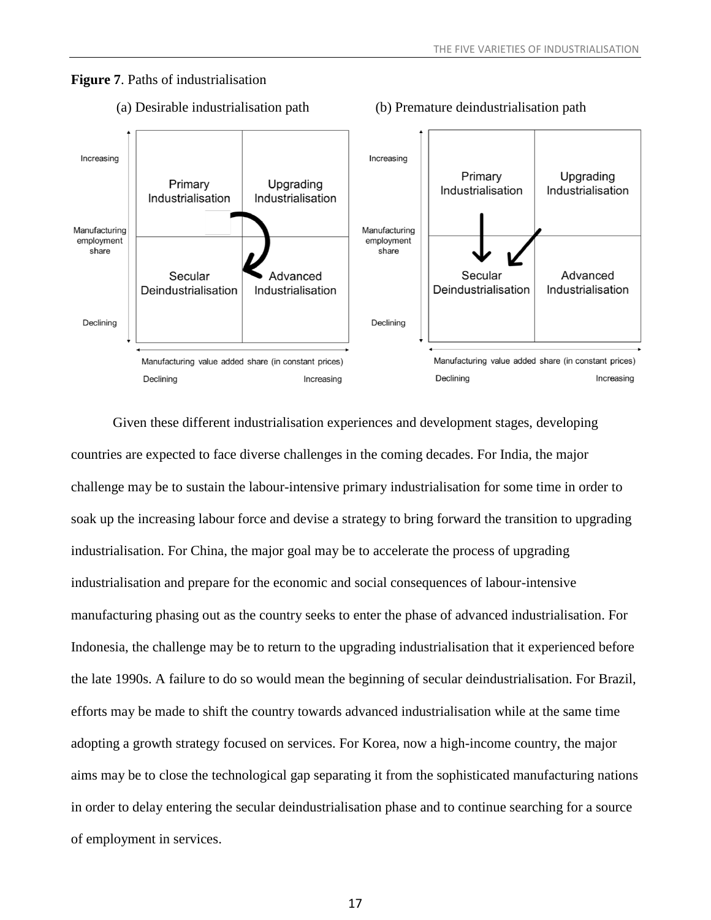**Figure 7**. Paths of industrialisation

(a) Desirable industrialisation path (b) Premature deindustrialisation path

Given these different industrialisation experiences and development stages, developing countries are expected to face diverse challenges in the coming decades. For India, the major challenge may be to sustain the labour-intensive primary industrialisation for some time in order to soak up the increasing labour force and devise a strategy to bring forward the transition to upgrading industrialisation. For China, the major goal may be to accelerate the process of upgrading industrialisation and prepare for the economic and social consequences of labour-intensive manufacturing phasing out as the country seeks to enter the phase of advanced industrialisation. For Indonesia, the challenge may be to return to the upgrading industrialisation that it experienced before the late 1990s. A failure to do so would mean the beginning of secular deindustrialisation. For Brazil, efforts may be made to shift the country towards advanced industrialisation while at the same time adopting a growth strategy focused on services. For Korea, now a high-income country, the major aims may be to close the technological gap separating it from the sophisticated manufacturing nations in order to delay entering the secular deindustrialisation phase and to continue searching for a source of employment in services.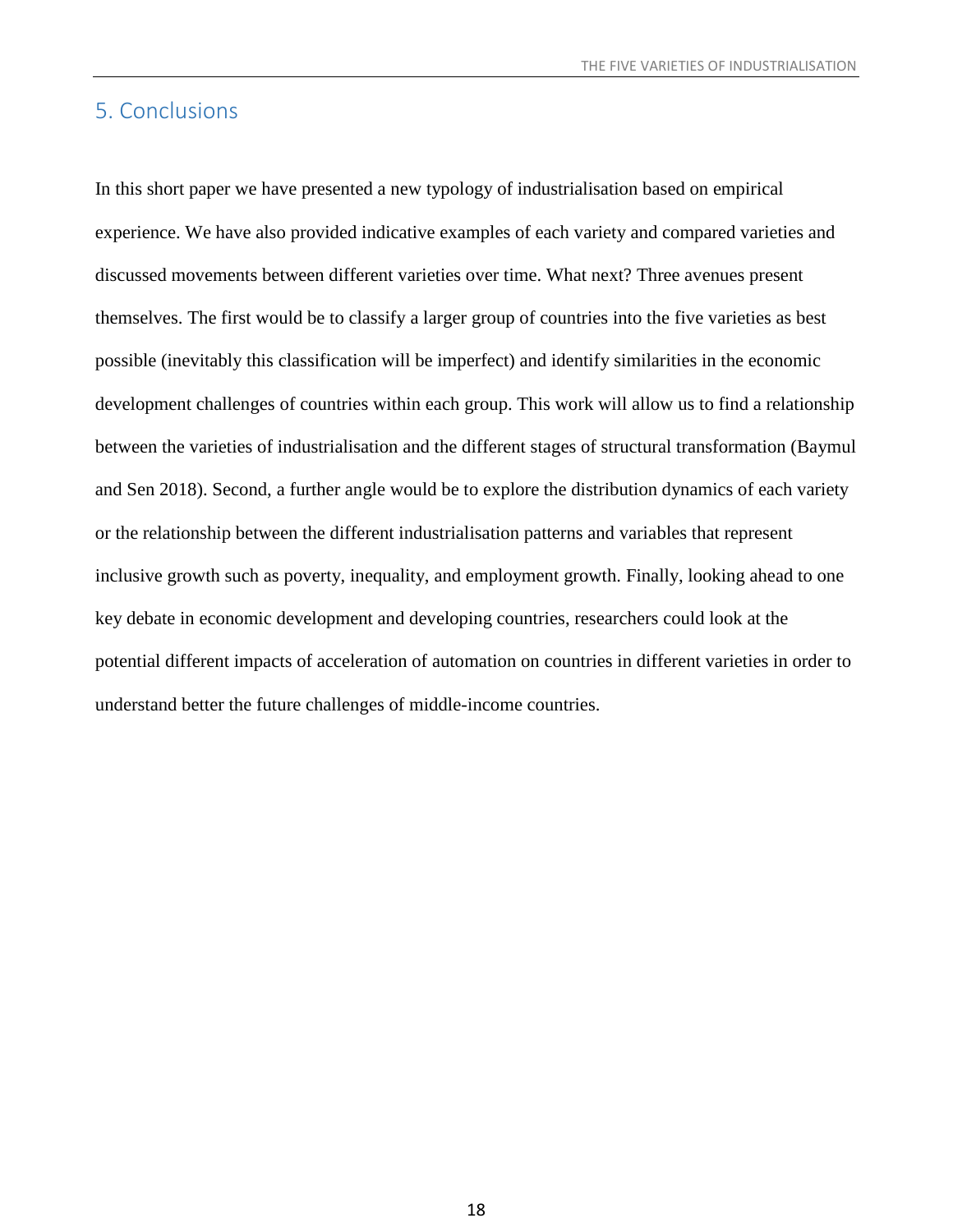## 5. Conclusions

In this short paper we have presented a new typology of industrialisation based on empirical experience. We have also provided indicative examples of each variety and compared varieties and discussed movements between different varieties over time. What next? Three avenues present themselves. The first would be to classify a larger group of countries into the five varieties as best possible (inevitably this classification will be imperfect) and identify similarities in the economic development challenges of countries within each group. This work will allow us to find a relationship between the varieties of industrialisation and the different stages of structural transformation (Baymul and Sen 2018). Second, a further angle would be to explore the distribution dynamics of each variety or the relationship between the different industrialisation patterns and variables that represent inclusive growth such as poverty, inequality, and employment growth. Finally, looking ahead to one key debate in economic development and developing countries, researchers could look at the potential different impacts of acceleration of automation on countries in different varieties in order to understand better the future challenges of middle-income countries.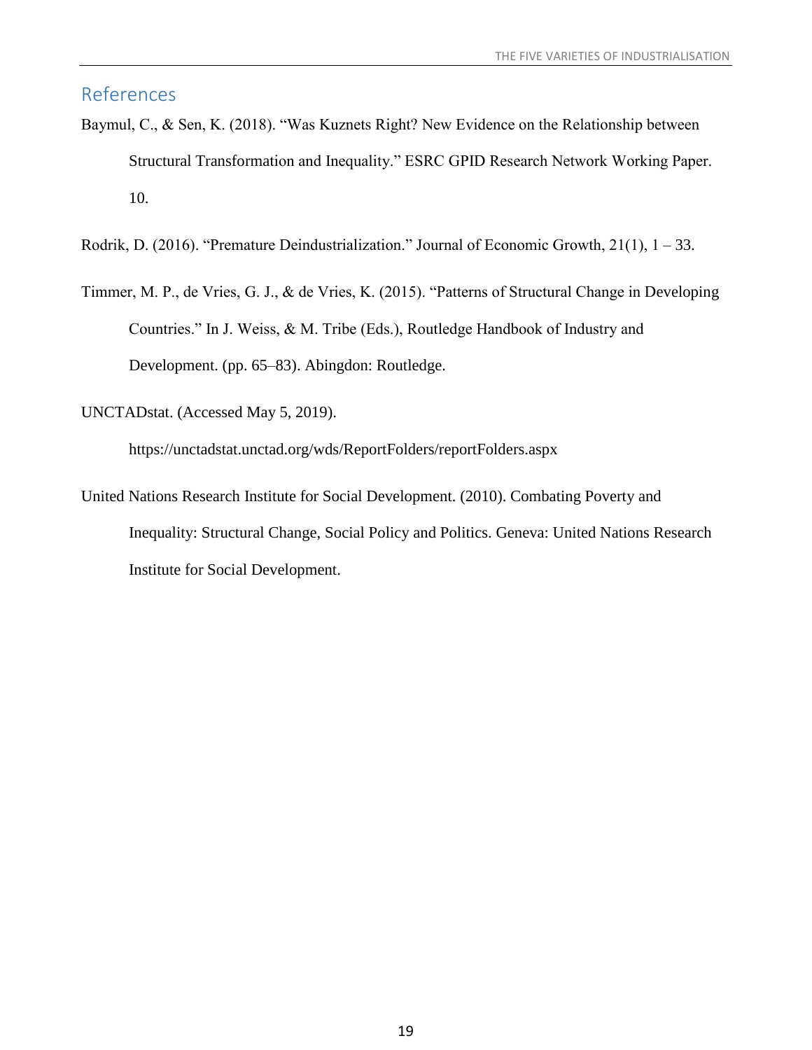## References

Baymul, C., & Sen, K. (2018). "Was Kuznets Right? New Evidence on the Relationship between Structural Transformation and Inequality." ESRC GPID Research Network Working Paper. 10.

Rodrik, D. (2016). "Premature Deindustrialization." Journal of Economic Growth, 21(1), 1 – 33.

Timmer, M. P., de Vries, G. J., & de Vries, K. (2015). "Patterns of Structural Change in Developing Countries." In J. Weiss, & M. Tribe (Eds.), Routledge Handbook of Industry and Development. (pp. 65–83). Abingdon: Routledge.

UNCTADstat. (Accessed May 5, 2019). https://unctadstat.unctad.org/wds/ReportFolders/reportFolders.aspx

United Nations Research Institute for Social Development. (2010). Combating Poverty and Inequality: Structural Change, Social Policy and Politics. Geneva: United Nations Research Institute for Social Development.